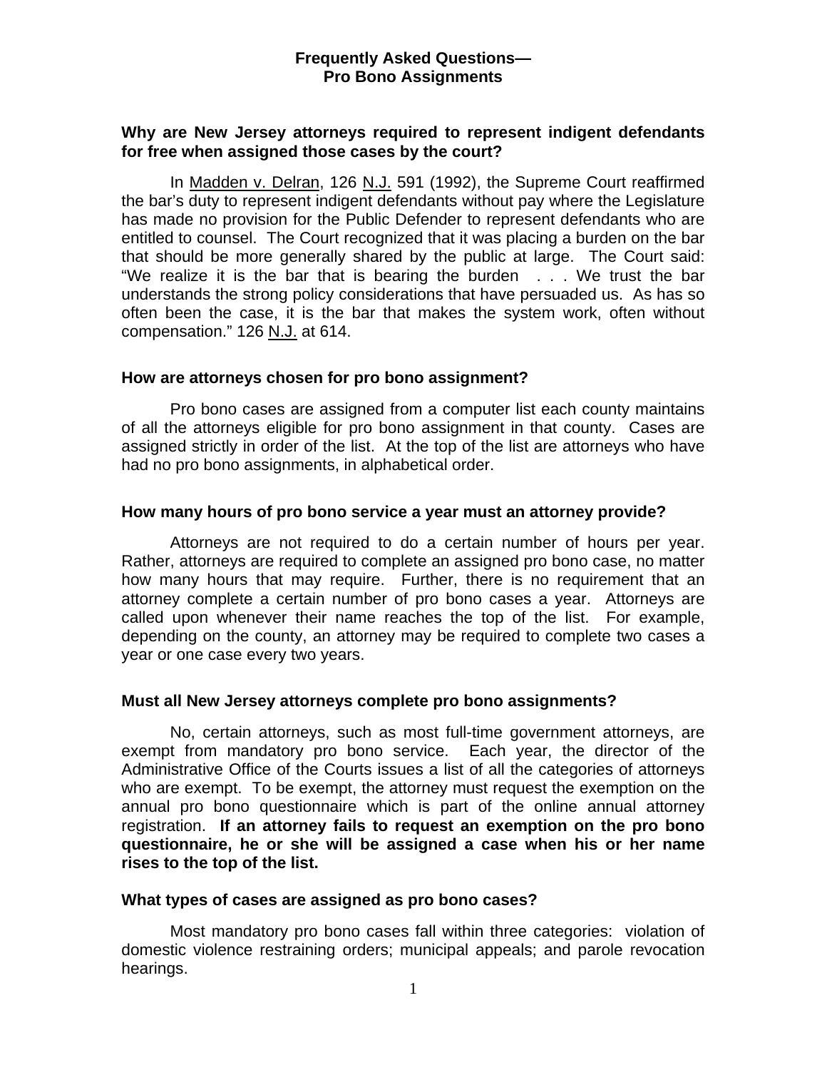# Frequently Asked Questions— Pro Bono Assignments

### Why are New Jersey attorneys required to represent indigent defendants for free when assigned those cases by the court?

In Madden v. Delran, 126 N.J. 591 (1992), the Supreme Court reaffirmed the bar's duty to represent indigent defendants without pay where the Legislature has made no provision for the Public Defender to represent defendants who are entitled to counsel. The Court recognized that it was placing a burden on the bar that should be more generally shared by the public at large. The Court said: "We realize it is the bar that is bearing the burden . . . We trust the bar understands the strong policy considerations that have persuaded us. As has so often been the case, it is the bar that makes the system work, often without compensation." 126 N.J. at 614.

### How are attorneys chosen for pro bono assignment?

Pro bono cases are assigned from a computer list each county maintains of all the attorneys eligible for pro bono assignment in that county. Cases are assigned strictly in order of the list. At the top of the list are attorneys who have had no pro bono assignments, in alphabetical order.

### How many hours of pro bono service a year must an attorney provide?

Attorneys are not required to do a certain number of hours per year. Rather, attorneys are required to complete an assigned pro bono case, no matter how many hours that may require. Further, there is no requirement that an attorney complete a certain number of pro bono cases a year. Attorneys are called upon whenever their name reaches the top of the list. For example, depending on the county, an attorney may be required to complete two cases a year or one case every two years.

### Must all New Jersey attorneys complete pro bono assignments?

No, certain attorneys, such as most full-time government attorneys, are exempt from mandatory pro bono service. Each year, the director of the Administrative Office of the Courts issues a list of all the categories of attorneys who are exempt. To be exempt, the attorney must request the exemption on the annual pro bono questionnaire which is part of the online annual attorney registration. **If an attorney fails to request an exemption on the pro bono questionnaire, he or she will be assigned a case when his or her name rises to the top of the list.**

### What types of cases are assigned as pro bono cases?

Most mandatory pro bono cases fall within three categories: violation of domestic violence restraining orders; municipal appeals; and parole revocation hearings.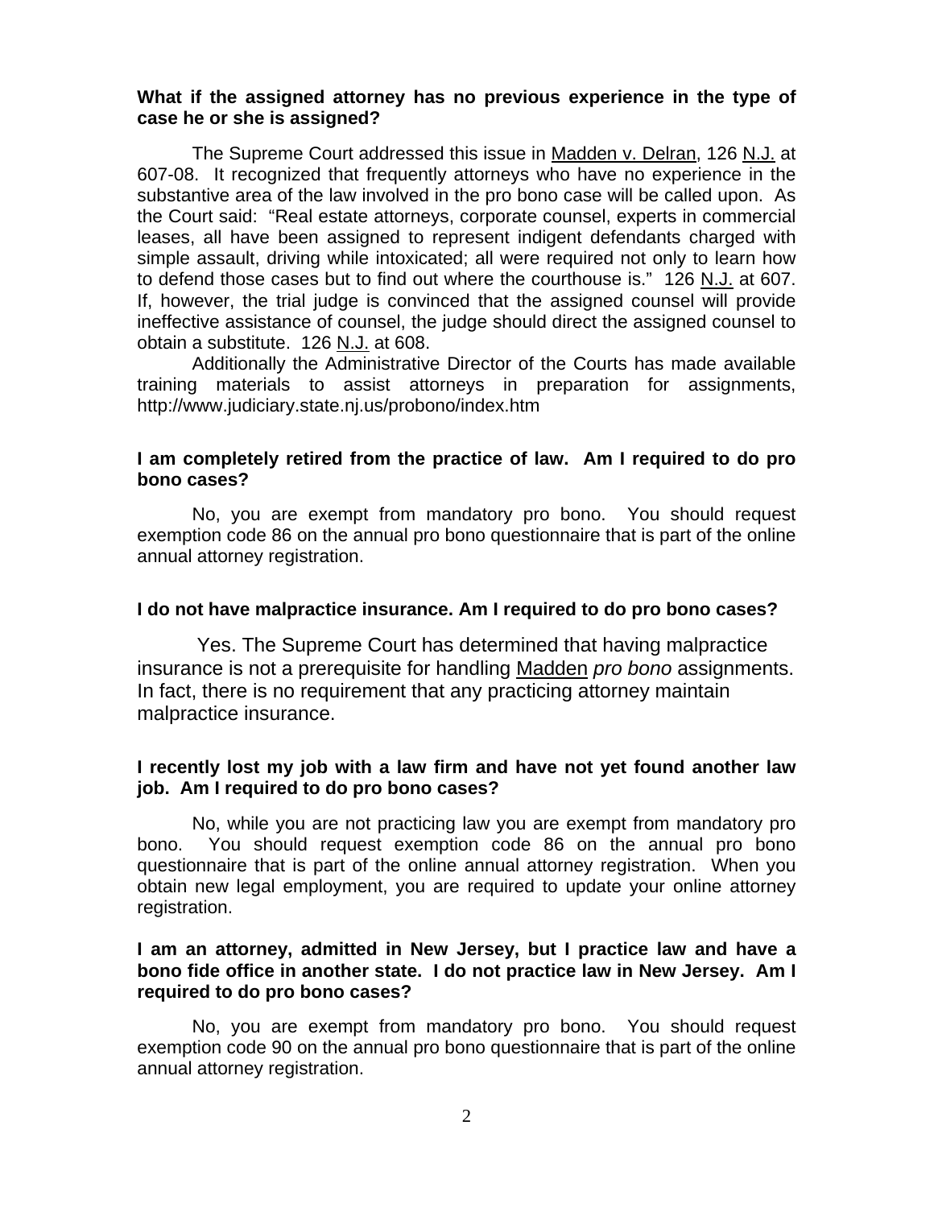**What if the assigned attorney has no previous experience in the type of case he or she is assigned?**

The Supreme Court addressed this issue in Madden v. Delran, 126 N.J. at 607-08. It recognized that frequently attorneys who have no experience in the substantive area of the law involved in the pro bono case will be called upon. As the Court said: "Real estate attorneys, corporate counsel, experts in commercial leases, all have been assigned to represent indigent defendants charged with simple assault, driving while intoxicated; all were required not only to learn how to defend those cases but to find out where the courthouse is." 126 N.J. at 607. If, however, the trial judge is convinced that the assigned counsel will provide ineffective assistance of counsel, the judge should direct the assigned counsel to obtain a substitute. 126 N.J. at 608.

Additionally the Administrative Director of the Courts has made available training materials to assist attorneys in preparation for assignments, http://www.judiciary.state.nj.us/probono/index.htm

**I am completely retired from the practice of law. Am I required to do pro bono cases?**

No, you are exempt from mandatory pro bono. You should request exemption code 86 on the annual pro bono questionnaire that is part of the online annual attorney registration.

**I do not have malpractice insurance. Am I required to do pro bono cases?**

Yes. The Supreme Court has determined that having malpractice insurance is not a prerequisite for handling Madden *pro bono* assignments. In fact, there is no requirement that any practicing attorney maintain malpractice insurance.

**I recently lost my job with a law firm and have not yet found another law job. Am I required to do pro bono cases?**

No, while you are not practicing law you are exempt from mandatory pro bono. You should request exemption code 86 on the annual pro bono questionnaire that is part of the online annual attorney registration. When you obtain new legal employment, you are required to update your online attorney registration.

**I am an attorney, admitted in New Jersey, but I practice law and have a bono fide office in another state. I do not practice law in New Jersey. Am I required to do pro bono cases?**

No, you are exempt from mandatory pro bono. You should request exemption code 90 on the annual pro bono questionnaire that is part of the online annual attorney registration.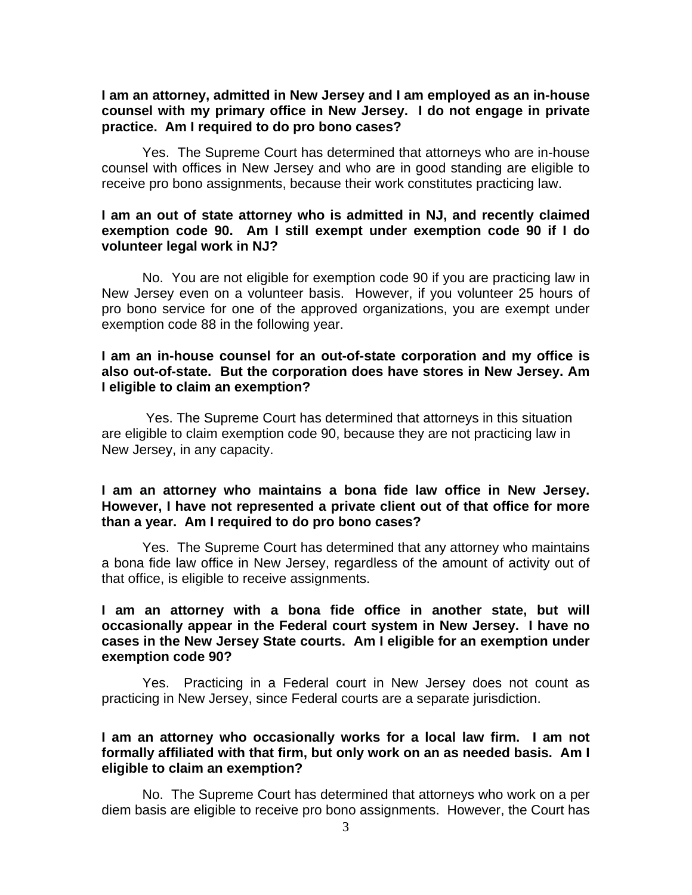**I am an attorney, admitted in New Jersey and I am employed as an in-house counsel with my primary office in New Jersey. I do not engage in private practice. Am I required to do pro bono cases?**

Yes. The Supreme Court has determined that attorneys who are in-house counsel with offices in New Jersey and who are in good standing are eligible to receive pro bono assignments, because their work constitutes practicing law.

**I am an out of state attorney who is admitted in NJ, and recently claimed exemption code 90. Am I still exempt under exemption code 90 if I do volunteer legal work in NJ?**

No. You are not eligible for exemption code 90 if you are practicing law in New Jersey even on a volunteer basis. However, if you volunteer 25 hours of pro bono service for one of the approved organizations, you are exempt under exemption code 88 in the following year.

**I am an in-house counsel for an out-of-state corporation and my office is also out-of-state. But the corporation does have stores in New Jersey. Am I eligible to claim an exemption?**

Yes. The Supreme Court has determined that attorneys in this situation are eligible to claim exemption code 90, because they are not practicing law in New Jersey, in any capacity.

**I am an attorney who maintains a bona fide law office in New Jersey. However, I have not represented a private client out of that office for more than a year. Am I required to do pro bono cases?**

Yes. The Supreme Court has determined that any attorney who maintains a bona fide law office in New Jersey, regardless of the amount of activity out of that office, is eligible to receive assignments.

**I am an attorney with a bona fide office in another state, but will occasionally appear in the Federal court system in New Jersey. I have no cases in the New Jersey State courts. Am I eligible for an exemption under exemption code 90?**

Yes. Practicing in a Federal court in New Jersey does not count as practicing in New Jersey, since Federal courts are a separate jurisdiction.

**I am an attorney who occasionally works for a local law firm. I am not formally affiliated with that firm, but only work on an as needed basis. Am I eligible to claim an exemption?**

No. The Supreme Court has determined that attorneys who work on a per diem basis are eligible to receive pro bono assignments. However, the Court has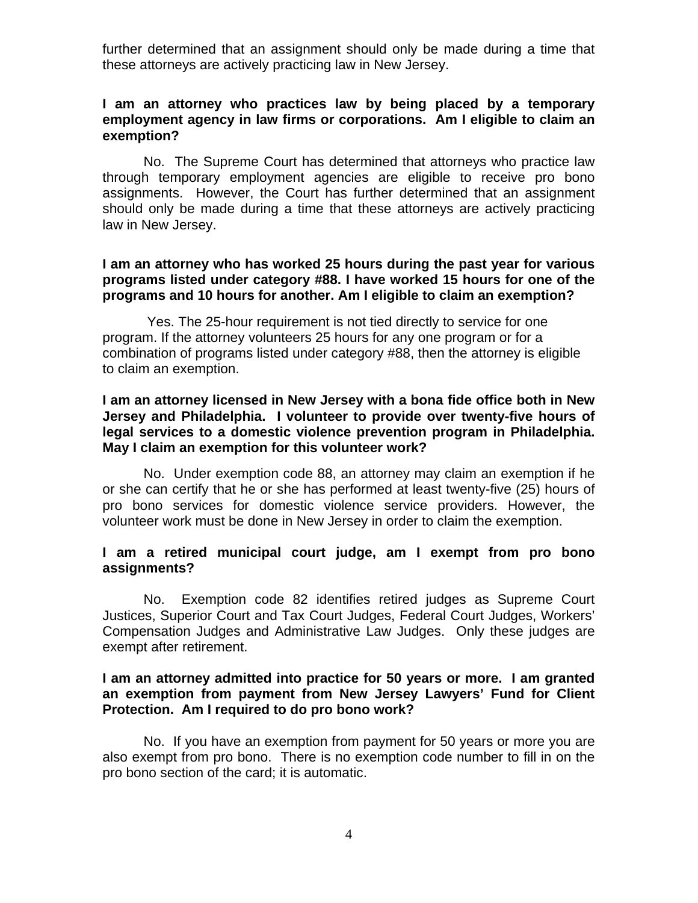further determined that an assignment should only be made during a time that these attorneys are actively practicing law in New Jersey.

**I am an attorney who practices law by being placed by a temporary employment agency in law firms or corporations. Am I eligible to claim an exemption?**

No. The Supreme Court has determined that attorneys who practice law through temporary employment agencies are eligible to receive pro bono assignments. However, the Court has further determined that an assignment should only be made during a time that these attorneys are actively practicing law in New Jersey.

**I am an attorney who has worked 25 hours during the past year for various programs listed under category #88. I have worked 15 hours for one of the programs and 10 hours for another. Am I eligible to claim an exemption?**

Yes. The 25-hour requirement is not tied directly to service for one program. If the attorney volunteers 25 hours for any one program or for a combination of programs listed under category #88, then the attorney is eligible to claim an exemption.

**I am an attorney licensed in New Jersey with a bona fide office both in New Jersey and Philadelphia. I volunteer to provide over twenty-five hours of legal services to a domestic violence prevention program in Philadelphia. May I claim an exemption for this volunteer work?**

No. Under exemption code 88, an attorney may claim an exemption if he or she can certify that he or she has performed at least twenty-five (25) hours of pro bono services for domestic violence service providers. However, the volunteer work must be done in New Jersey in order to claim the exemption.

**I am a retired municipal court judge, am I exempt from pro bono assignments?**

No. Exemption code 82 identifies retired judges as Supreme Court Justices, Superior Court and Tax Court Judges, Federal Court Judges, Workers' Compensation Judges and Administrative Law Judges. Only these judges are exempt after retirement.

**I am an attorney admitted into practice for 50 years or more. I am granted an exemption from payment from New Jersey Lawyers' Fund for Client Protection. Am I required to do pro bono work?**

No. If you have an exemption from payment for 50 years or more you are also exempt from pro bono. There is no exemption code number to fill in on the pro bono section of the card; it is automatic.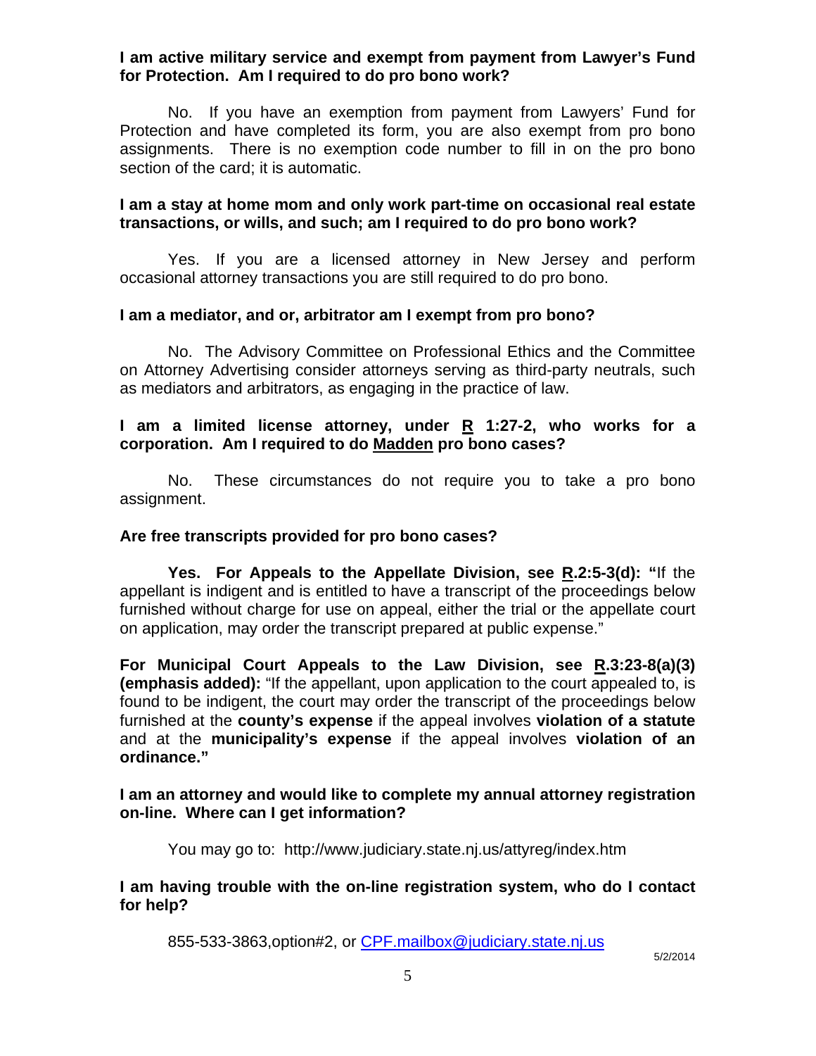**I am active military service and exempt from payment from Lawyer's Fund for Protection. Am I required to do pro bono work?**

No. If you have an exemption from payment from Lawyers' Fund for Protection and have completed its form, you are also exempt from pro bono assignments. There is no exemption code number to fill in on the pro bono section of the card; it is automatic.

**I am a stay at home mom and only work part-time on occasional real estate transactions, or wills, and such; am I required to do pro bono work?**

Yes. If you are a licensed attorney in New Jersey and perform occasional attorney transactions you are still required to do pro bono.

**I am a mediator, and or, arbitrator am I exempt from pro bono?**

No. The Advisory Committee on Professional Ethics and the Committee on Attorney Advertising consider attorneys serving as third-party neutrals, such as mediators and arbitrators, as engaging in the practice of law.

**I am a limited license attorney, under R 1:27-2, who works for a corporation. Am I required to do Madden pro bono cases?**

No. These circumstances do not require you to take a pro bono assignment.

**Are free transcripts provided for pro bono cases?**

**Yes. For Appeals to the Appellate Division, see R.2:5-3(d): "**If the appellant is indigent and is entitled to have a transcript of the proceedings below furnished without charge for use on appeal, either the trial or the appellate court on application, may order the transcript prepared at public expense."

**For Municipal Court Appeals to the Law Division, see R.3:23-8(a)(3) (emphasis added):** "If the appellant, upon application to the court appealed to, is found to be indigent, the court may order the transcript of the proceedings below furnished at the **county's expense** if the appeal involves **violation of a statute** and at the **municipality's expense** if the appeal involves **violation of an ordinance."**

**I am an attorney and would like to complete my annual attorney registration on-line. Where can I get information?**

You may go to: http://www.judiciary.state.nj.us/attyreg/index.htm

**I am having trouble with the on-line registration system, who do I contact for help?**

855-533-3863,option#2, or CPF.mailbox@judiciary.state.nj.us

5/2/2014